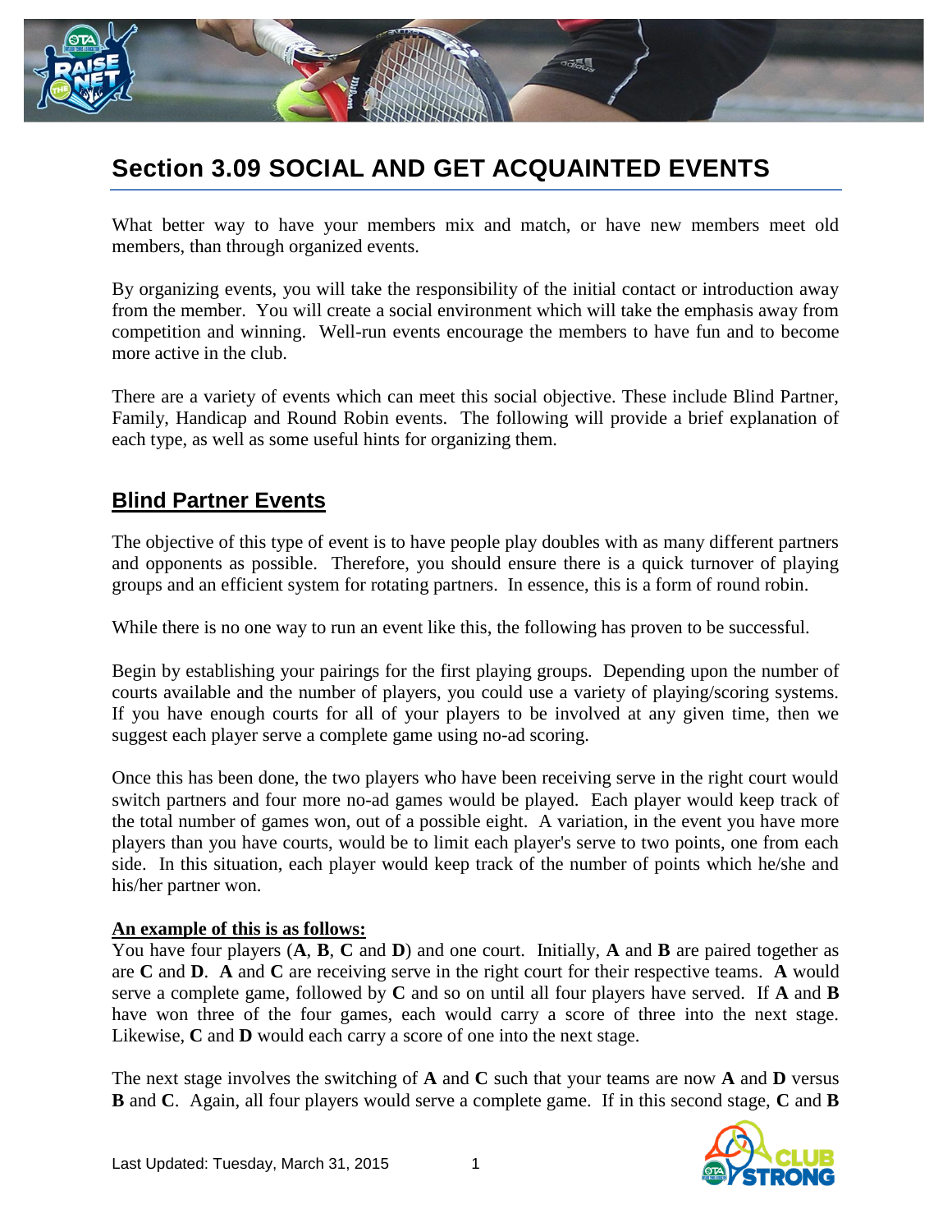# Section 3.09 SOCIAL AND GET ACQUAINTED EVENTS

What better way to have your members mix and match, or have new members meet old members, than through organized events.

By organizing events, you will take the responsibility of the initial contact or introduction away from the member. You will create a social environment which will take the emphasis away from competition and winning. Well-run events encourage the members to have fun and to become more active in the club.

There are a variety of events which can meet this social objective. These include Blind Partner, Family, Handicap and Round Robin events. The following will provide a brief explanation of each type, as well as some useful hints for organizing them.

## Blind Partner Events

The objective of this type of event is to have people play doubles with as many different partners and opponents as possible. Therefore, you should ensure there is a quick turnover of playing groups and an efficient system for rotating partners. In essence, this is a form of round robin.

While there is no one way to run an event like this, the following has proven to be successful.

Begin by establishing your pairings for the first playing groups. Depending upon the number of courts available and the number of players, you could use a variety of playing/scoring systems. If you have enough courts for all of your players to be involved at any given time, then we suggest each player serve a complete game using no-ad scoring.

Once this has been done, the two players who have been receiving serve in the right court would switch partners and four more no-ad games would be played. Each player would keep track of the total number of games won, out of a possible eight. A variation, in the event you have more players than you have courts, would be to limit each player's serve to two points, one from each side. In this situation, each player would keep track of the number of points which he/she and his/her partner won.

**An example of this is as follows:**

You have four players (**A**, **B**, **C** and **D**) and one court. Initially, **A** and **B** are paired together as are **C** and **D**. **A** and **C** are receiving serve in the right court for their respective teams. **A** would serve a complete game, followed by **C** and so on until all four players have served. If **A** and **B** have won three of the four games, each would carry a score of three into the next stage. Likewise, **C** and **D** would each carry a score of one into the next stage.

The next stage involves the switching of **A** and **C** such that your teams are now **A** and **D** versus **B** and **C**. Again, all four players would serve a complete game. If in this second stage, **C** and **B**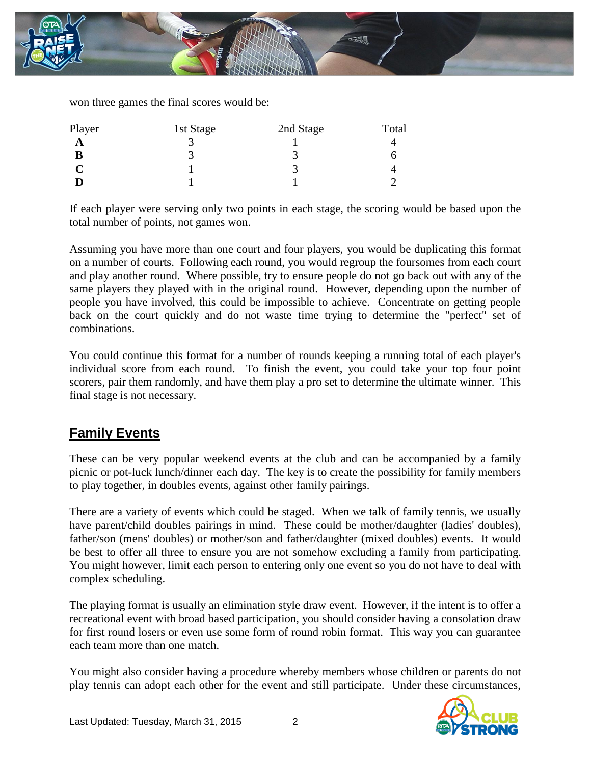won three games the final scores would be:

| Player | 1st Stage | 2nd Stage | Total |
| --- | --- | --- | --- |
| **A** | 3 | 1 | 4 |
| **B** | 3 | 3 | 6 |
| **C** | 1 | 3 | 4 |
| **D** | 1 | 1 | 2 |

If each player were serving only two points in each stage, the scoring would be based upon the total number of points, not games won.

Assuming you have more than one court and four players, you would be duplicating this format on a number of courts. Following each round, you would regroup the foursomes from each court and play another round. Where possible, try to ensure people do not go back out with any of the same players they played with in the original round. However, depending upon the number of people you have involved, this could be impossible to achieve. Concentrate on getting people back on the court quickly and do not waste time trying to determine the "perfect" set of combinations.

You could continue this format for a number of rounds keeping a running total of each player's individual score from each round. To finish the event, you could take your top four point scorers, pair them randomly, and have them play a pro set to determine the ultimate winner. This final stage is not necessary.

## Family Events

These can be very popular weekend events at the club and can be accompanied by a family picnic or pot-luck lunch/dinner each day. The key is to create the possibility for family members to play together, in doubles events, against other family pairings.

There are a variety of events which could be staged. When we talk of family tennis, we usually have parent/child doubles pairings in mind. These could be mother/daughter (ladies' doubles), father/son (mens' doubles) or mother/son and father/daughter (mixed doubles) events. It would be best to offer all three to ensure you are not somehow excluding a family from participating. You might however, limit each person to entering only one event so you do not have to deal with complex scheduling.

The playing format is usually an elimination style draw event. However, if the intent is to offer a recreational event with broad based participation, you should consider having a consolation draw for first round losers or even use some form of round robin format. This way you can guarantee each team more than one match.

You might also consider having a procedure whereby members whose children or parents do not play tennis can adopt each other for the event and still participate. Under these circumstances,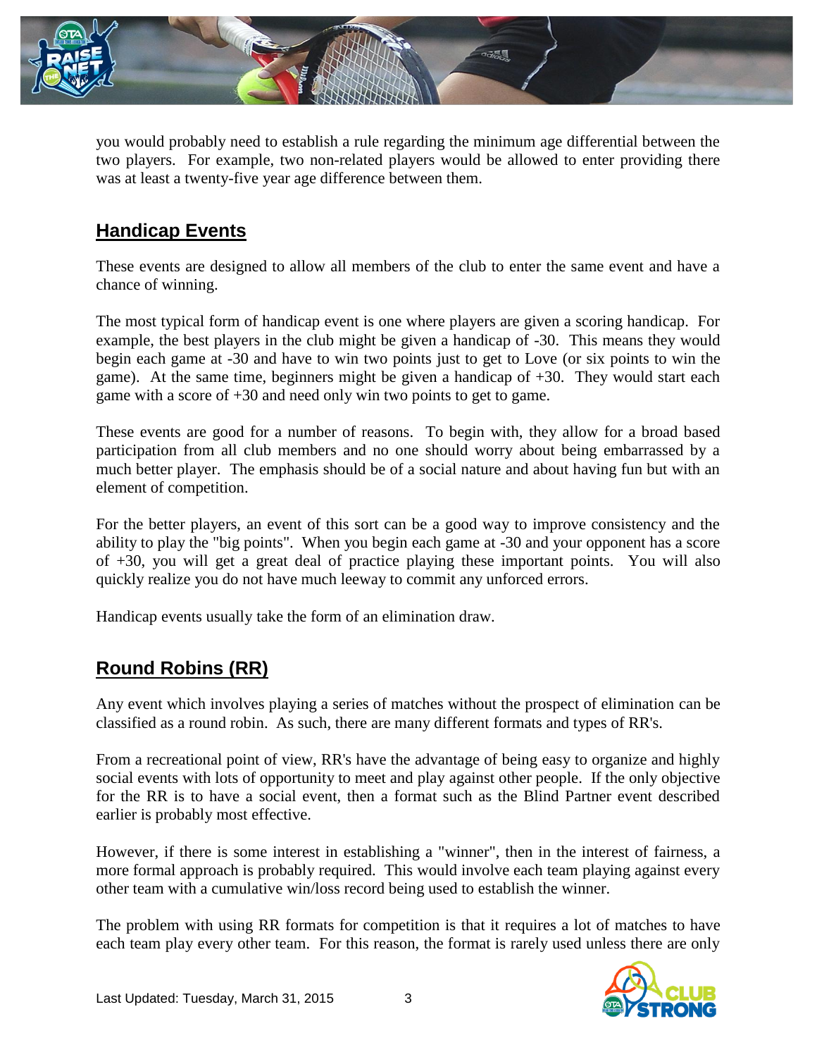you would probably need to establish a rule regarding the minimum age differential between the two players. For example, two non-related players would be allowed to enter providing there was at least a twenty-five year age difference between them.

## Handicap Events

These events are designed to allow all members of the club to enter the same event and have a chance of winning.

The most typical form of handicap event is one where players are given a scoring handicap. For example, the best players in the club might be given a handicap of -30. This means they would begin each game at -30 and have to win two points just to get to Love (or six points to win the game). At the same time, beginners might be given a handicap of +30. They would start each game with a score of +30 and need only win two points to get to game.

These events are good for a number of reasons. To begin with, they allow for a broad based participation from all club members and no one should worry about being embarrassed by a much better player. The emphasis should be of a social nature and about having fun but with an element of competition.

For the better players, an event of this sort can be a good way to improve consistency and the ability to play the "big points". When you begin each game at -30 and your opponent has a score of +30, you will get a great deal of practice playing these important points. You will also quickly realize you do not have much leeway to commit any unforced errors.

Handicap events usually take the form of an elimination draw.

## Round Robins (RR)

Any event which involves playing a series of matches without the prospect of elimination can be classified as a round robin. As such, there are many different formats and types of RR's.

From a recreational point of view, RR's have the advantage of being easy to organize and highly social events with lots of opportunity to meet and play against other people. If the only objective for the RR is to have a social event, then a format such as the Blind Partner event described earlier is probably most effective.

However, if there is some interest in establishing a "winner", then in the interest of fairness, a more formal approach is probably required. This would involve each team playing against every other team with a cumulative win/loss record being used to establish the winner.

The problem with using RR formats for competition is that it requires a lot of matches to have each team play every other team. For this reason, the format is rarely used unless there are only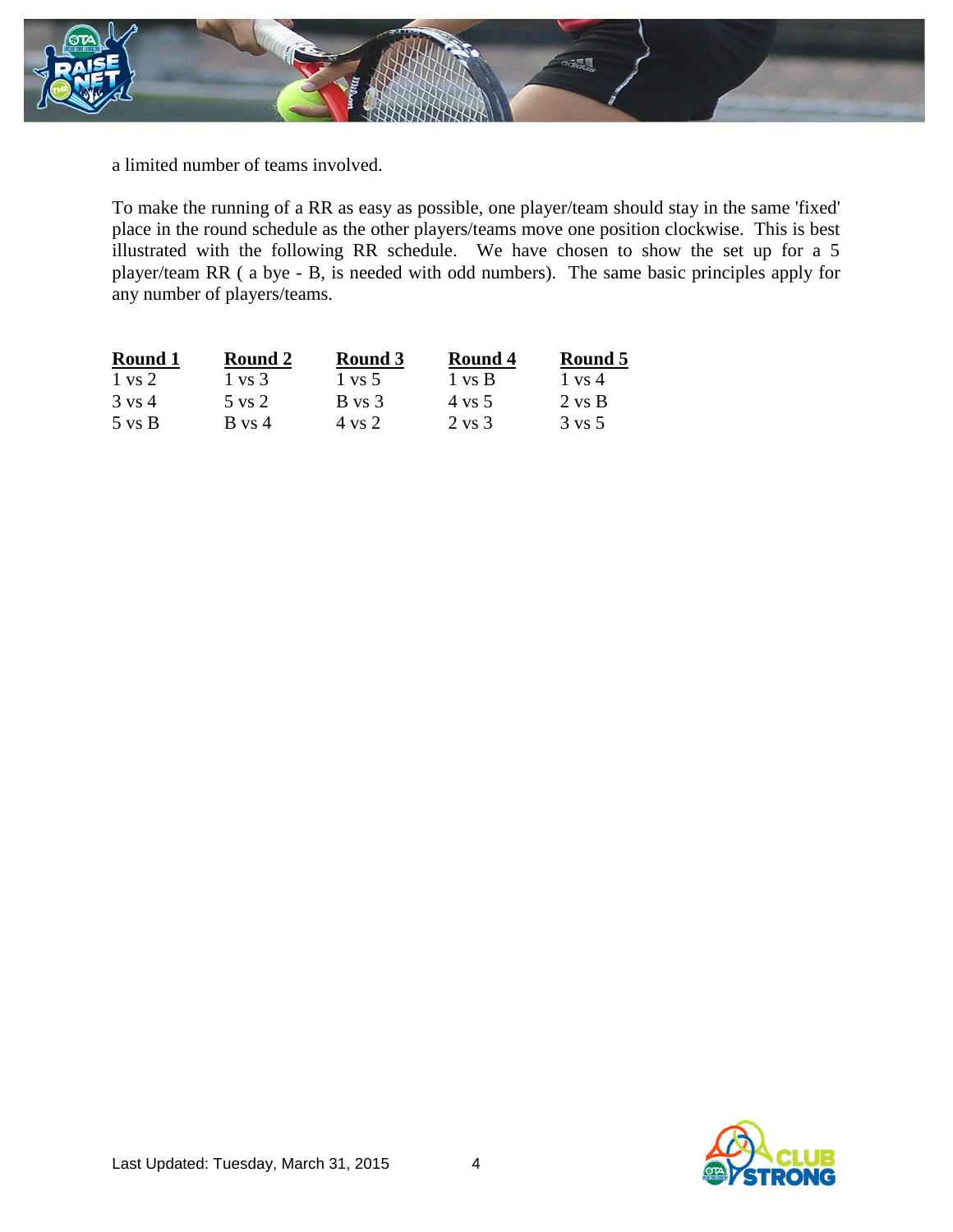a limited number of teams involved.

To make the running of a RR as easy as possible, one player/team should stay in the same 'fixed' place in the round schedule as the other players/teams move one position clockwise. This is best illustrated with the following RR schedule. We have chosen to show the set up for a 5 player/team RR ( a bye - B, is needed with odd numbers). The same basic principles apply for any number of players/teams.

| **Round 1** | **Round 2** | **Round 3** | **Round 4** | **Round 5** |
|---|---|---|---|---|
| 1 vs 2 | 1 vs 3 | 1 vs 5 | 1 vs B | 1 vs 4 |
| 3 vs 4 | 5 vs 2 | B vs 3 | 4 vs 5 | 2 vs B |
| 5 vs B | B vs 4 | 4 vs 2 | 2 vs 3 | 3 vs 5 |